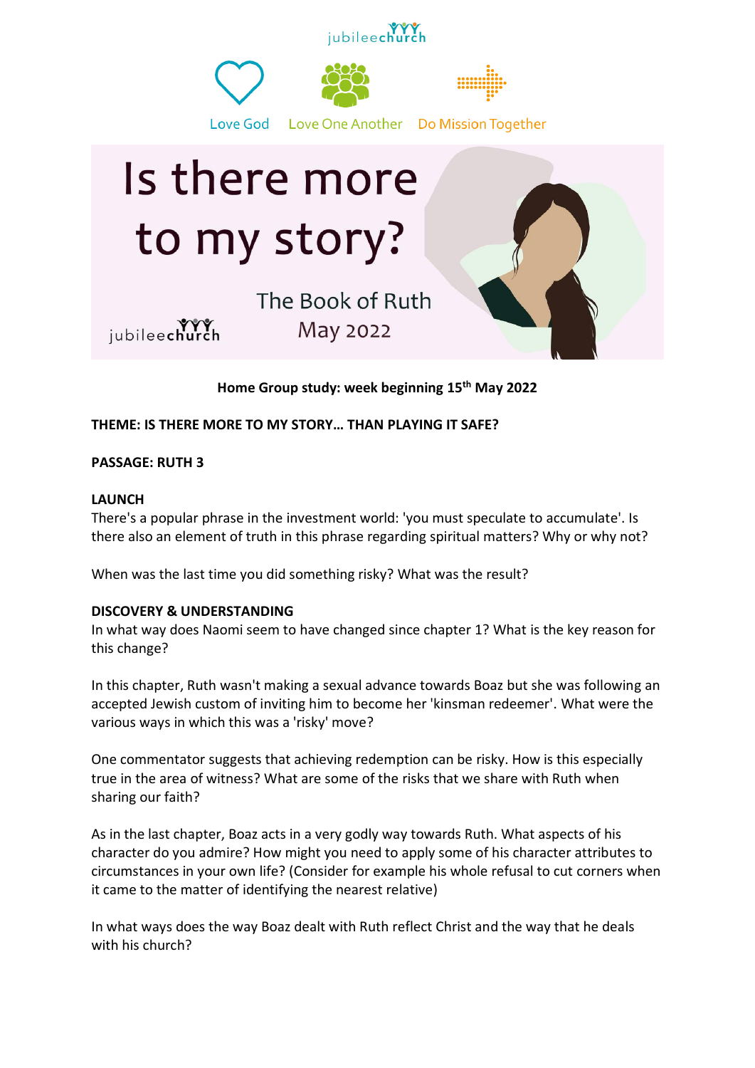jubileechurch

Love God Love One Another Do Mission Together

# Is there more to my story?

The Book of Ruth
May 2022

jubileechurch

**Home Group study: week beginning 15th May 2022**

**THEME: IS THERE MORE TO MY STORY… THAN PLAYING IT SAFE?**

**PASSAGE: RUTH 3**

**LAUNCH**

There's a popular phrase in the investment world: 'you must speculate to accumulate'. Is there also an element of truth in this phrase regarding spiritual matters? Why or why not?

When was the last time you did something risky? What was the result?

**DISCOVERY & UNDERSTANDING**

In what way does Naomi seem to have changed since chapter 1? What is the key reason for this change?

In this chapter, Ruth wasn't making a sexual advance towards Boaz but she was following an accepted Jewish custom of inviting him to become her 'kinsman redeemer'. What were the various ways in which this was a 'risky' move?

One commentator suggests that achieving redemption can be risky. How is this especially true in the area of witness? What are some of the risks that we share with Ruth when sharing our faith?

As in the last chapter, Boaz acts in a very godly way towards Ruth. What aspects of his character do you admire? How might you need to apply some of his character attributes to circumstances in your own life? (Consider for example his whole refusal to cut corners when it came to the matter of identifying the nearest relative)

In what ways does the way Boaz dealt with Ruth reflect Christ and the way that he deals with his church?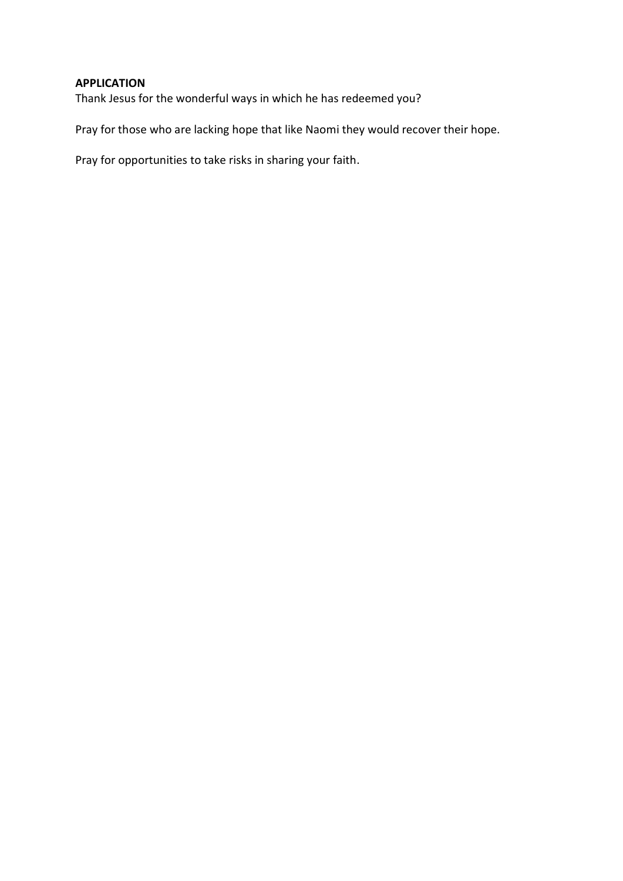**APPLICATION**

Thank Jesus for the wonderful ways in which he has redeemed you?

Pray for those who are lacking hope that like Naomi they would recover their hope.

Pray for opportunities to take risks in sharing your faith.